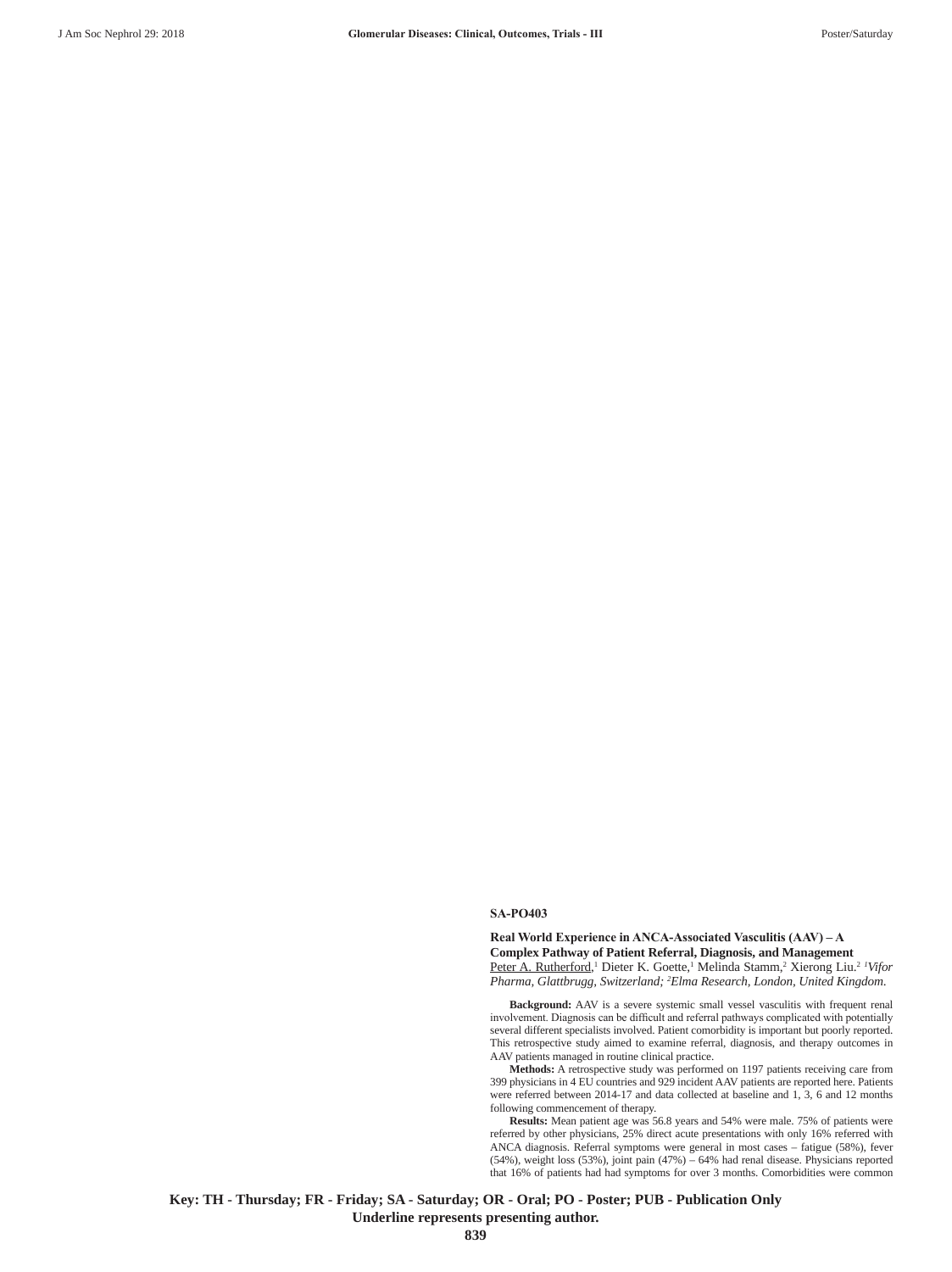**SA-PO403**

**Real World Experience in ANCA-Associated Vasculitis (AAV) – A Complex Pathway of Patient Referral, Diagnosis, and Management**
Peter A. Rutherford,[1] Dieter K. Goette,[1] Melinda Stamm,[2] Xierong Liu.[2] *[1]Vifor Pharma, Glattbrugg, Switzerland; [2]Elma Research, London, United Kingdom.*

**Background:** AAV is a severe systemic small vessel vasculitis with frequent renal involvement. Diagnosis can be difficult and referral pathways complicated with potentially several different specialists involved. Patient comorbidity is important but poorly reported. This retrospective study aimed to examine referral, diagnosis, and therapy outcomes in AAV patients managed in routine clinical practice.

**Methods:** A retrospective study was performed on 1197 patients receiving care from 399 physicians in 4 EU countries and 929 incident AAV patients are reported here. Patients were referred between 2014-17 and data collected at baseline and 1, 3, 6 and 12 months following commencement of therapy.

**Results:** Mean patient age was 56.8 years and 54% were male. 75% of patients were referred by other physicians, 25% direct acute presentations with only 16% referred with ANCA diagnosis. Referral symptoms were general in most cases – fatigue (58%), fever (54%), weight loss (53%), joint pain (47%) – 64% had renal disease. Physicians reported that 16% of patients had had symptoms for over 3 months. Comorbidities were common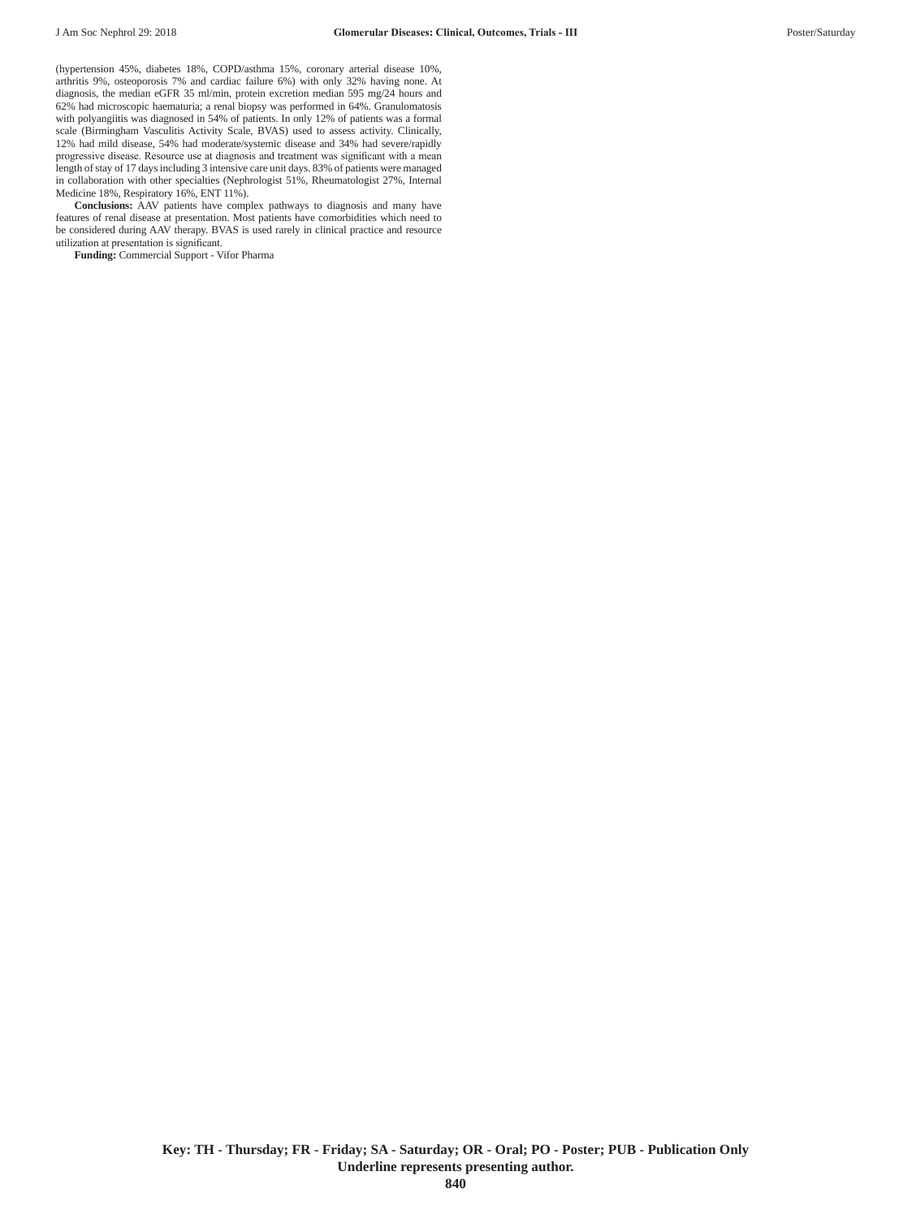(hypertension 45%, diabetes 18%, COPD/asthma 15%, coronary arterial disease 10%, arthritis 9%, osteoporosis 7% and cardiac failure 6%) with only 32% having none. At diagnosis, the median eGFR 35 ml/min, protein excretion median 595 mg/24 hours and 62% had microscopic haematuria; a renal biopsy was performed in 64%. Granulomatosis with polyangiitis was diagnosed in 54% of patients. In only 12% of patients was a formal scale (Birmingham Vasculitis Activity Scale, BVAS) used to assess activity. Clinically, 12% had mild disease, 54% had moderate/systemic disease and 34% had severe/rapidly progressive disease. Resource use at diagnosis and treatment was significant with a mean length of stay of 17 days including 3 intensive care unit days. 83% of patients were managed in collaboration with other specialties (Nephrologist 51%, Rheumatologist 27%, Internal Medicine 18%, Respiratory 16%, ENT 11%).

**Conclusions:** AAV patients have complex pathways to diagnosis and many have features of renal disease at presentation. Most patients have comorbidities which need to be considered during AAV therapy. BVAS is used rarely in clinical practice and resource utilization at presentation is significant.

**Funding:** Commercial Support - Vifor Pharma